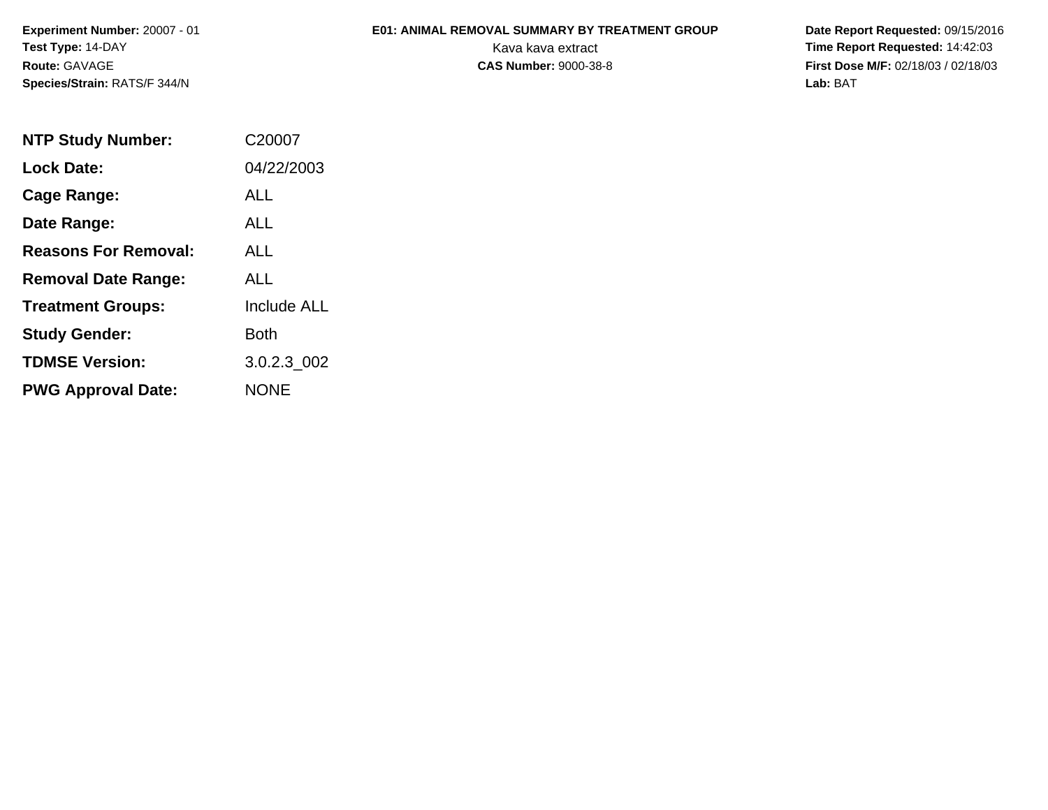**Experiment Number:** 20007 - 01
**Test Type:** 14-DAY
**Route:** GAVAGE
**Species/Strain:** RATS/F 344/N

**E01: ANIMAL REMOVAL SUMMARY BY TREATMENT GROUP**
Kava kava extract
**CAS Number:** 9000-38-8

**Date Report Requested:** 09/15/2016
**Time Report Requested:** 14:42:03
**First Dose M/F:** 02/18/03 / 02/18/03
**Lab:** BAT

| | |
|---|---|
| **NTP Study Number:** | C20007 |
| **Lock Date:** | 04/22/2003 |
| **Cage Range:** | ALL |
| **Date Range:** | ALL |
| **Reasons For Removal:** | ALL |
| **Removal Date Range:** | ALL |
| **Treatment Groups:** | Include ALL |
| **Study Gender:** | Both |
| **TDMSE Version:** | 3.0.2.3_002 |
| **PWG Approval Date:** | NONE |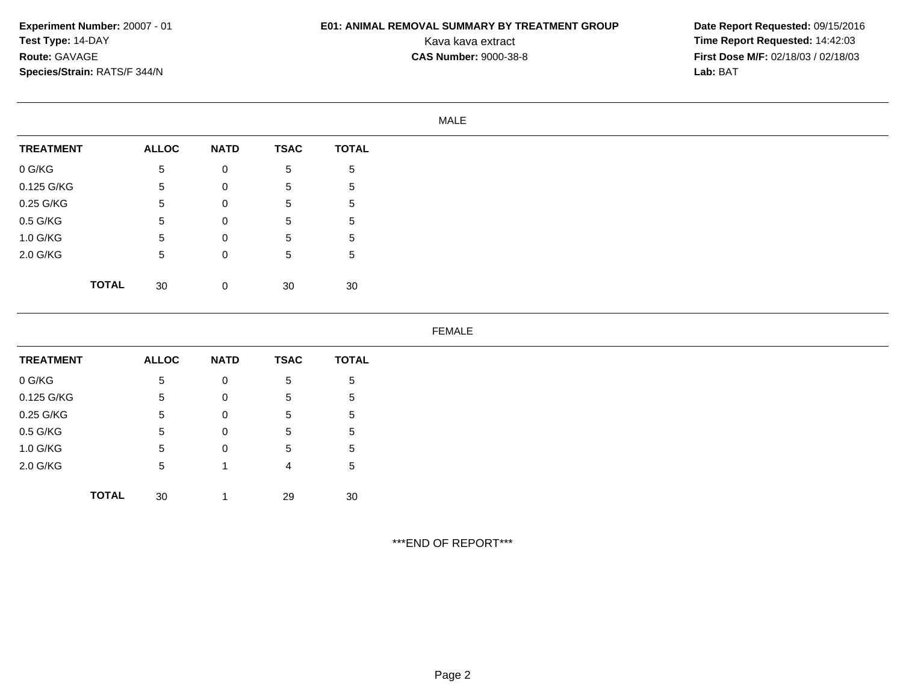**Experiment Number:** 20007 - 01
**Test Type:** 14-DAY
**Route:** GAVAGE
**Species/Strain:** RATS/F 344/N

**E01: ANIMAL REMOVAL SUMMARY BY TREATMENT GROUP**
Kava kava extract
**CAS Number:** 9000-38-8

**Date Report Requested:** 09/15/2016
**Time Report Requested:** 14:42:03
**First Dose M/F:** 02/18/03 / 02/18/03
**Lab:** BAT

MALE

| TREATMENT | ALLOC | NATD | TSAC | TOTAL |
|---|---|---|---|---|
| 0 G/KG | 5 | 0 | 5 | 5 |
| 0.125 G/KG | 5 | 0 | 5 | 5 |
| 0.25 G/KG | 5 | 0 | 5 | 5 |
| 0.5 G/KG | 5 | 0 | 5 | 5 |
| 1.0 G/KG | 5 | 0 | 5 | 5 |
| 2.0 G/KG | 5 | 0 | 5 | 5 |
| **TOTAL** | 30 | 0 | 30 | 30 |

FEMALE

| TREATMENT | ALLOC | NATD | TSAC | TOTAL |
|---|---|---|---|---|
| 0 G/KG | 5 | 0 | 5 | 5 |
| 0.125 G/KG | 5 | 0 | 5 | 5 |
| 0.25 G/KG | 5 | 0 | 5 | 5 |
| 0.5 G/KG | 5 | 0 | 5 | 5 |
| 1.0 G/KG | 5 | 0 | 5 | 5 |
| 2.0 G/KG | 5 | 1 | 4 | 5 |
| **TOTAL** | 30 | 1 | 29 | 30 |

***END OF REPORT***